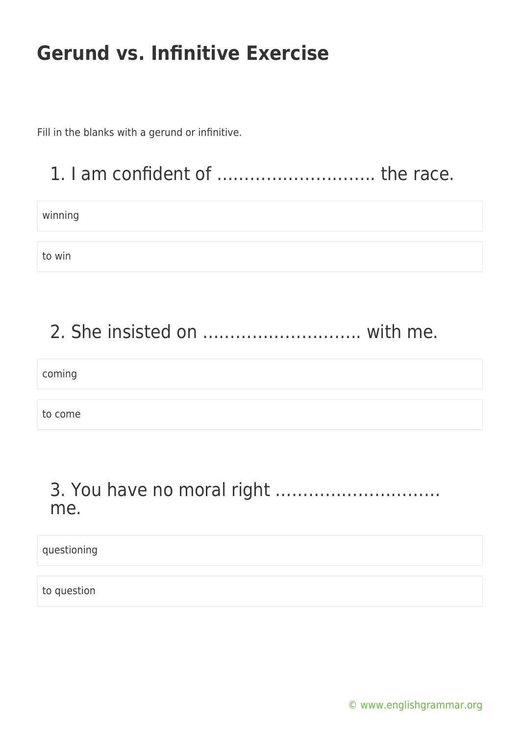# Gerund vs. Infinitive Exercise

Fill in the blanks with a gerund or infinitive.

## 1. I am confident of ………………………. the race.

- winning
- to win

## 2. She insisted on ………………………. with me.

- coming
- to come

## 3. You have no moral right ………………………. me.

- questioning
- to question

© www.englishgrammar.org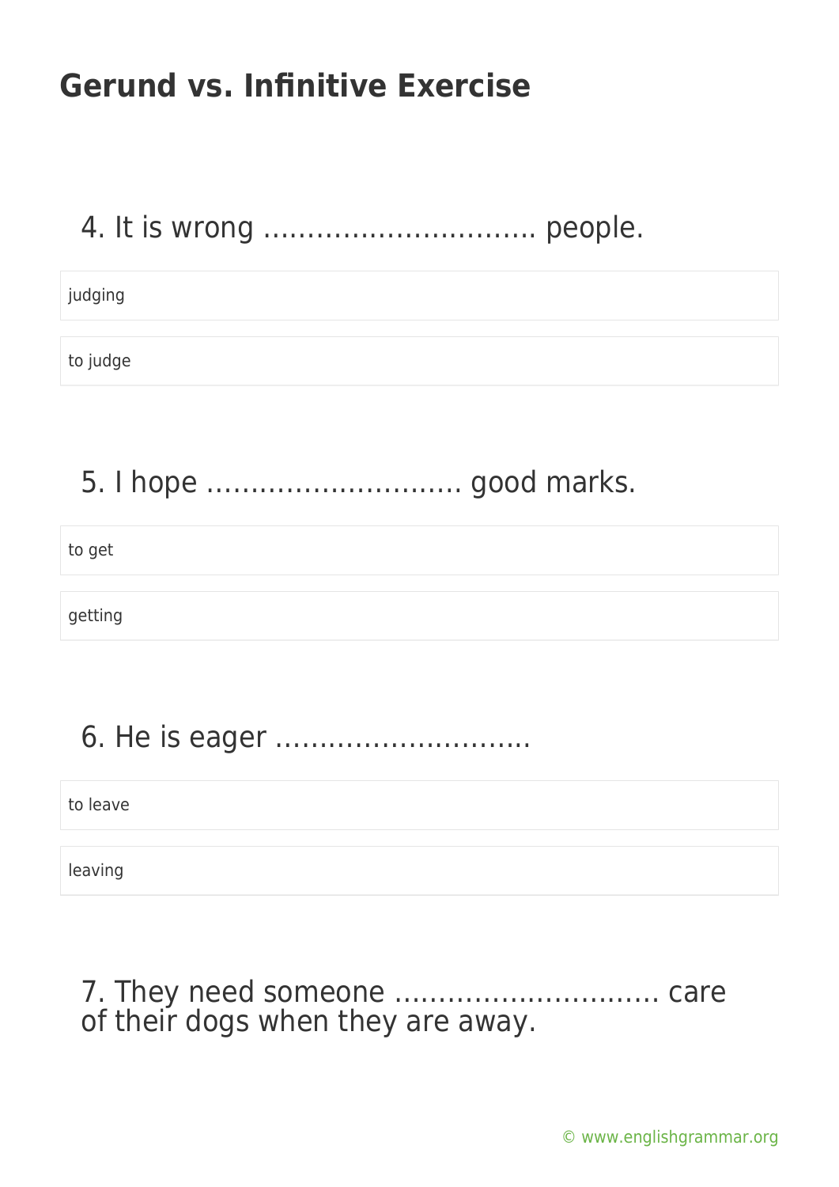# Gerund vs. Infinitive Exercise

4. It is wrong ………………………… people.

- judging
- to judge

5. I hope ………………………. good marks.

- to get
- getting

6. He is eager ……………………….

- to leave
- leaving

7. They need someone ……………………….. care of their dogs when they are away.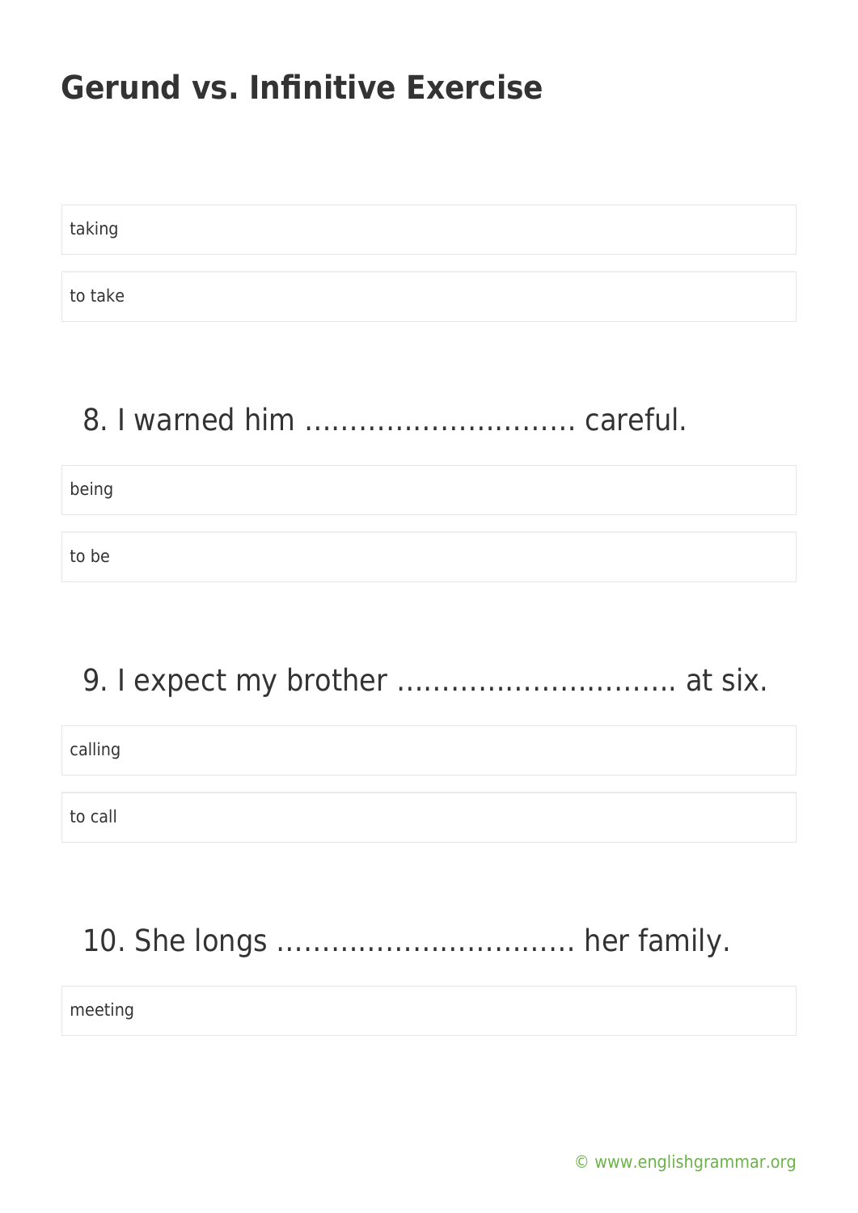taking

to take

8. I warned him ………………………… careful.

being

to be

9. I expect my brother …………………………. at six.

calling

to call

10. She longs ………………………….. her family.

meeting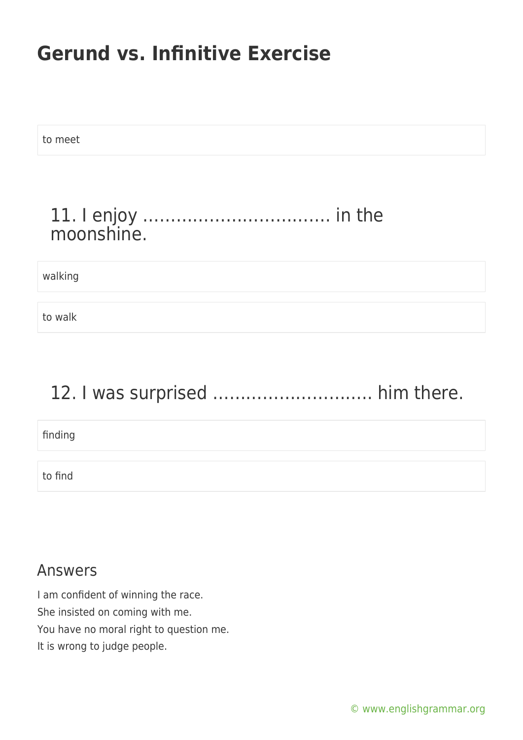to meet

## 11. I enjoy …………………………… in the moonshine.

walking

to walk

## 12. I was surprised ………………………. him there.

finding

to find

### Answers

I am confident of winning the race.
She insisted on coming with me.
You have no moral right to question me.
It is wrong to judge people.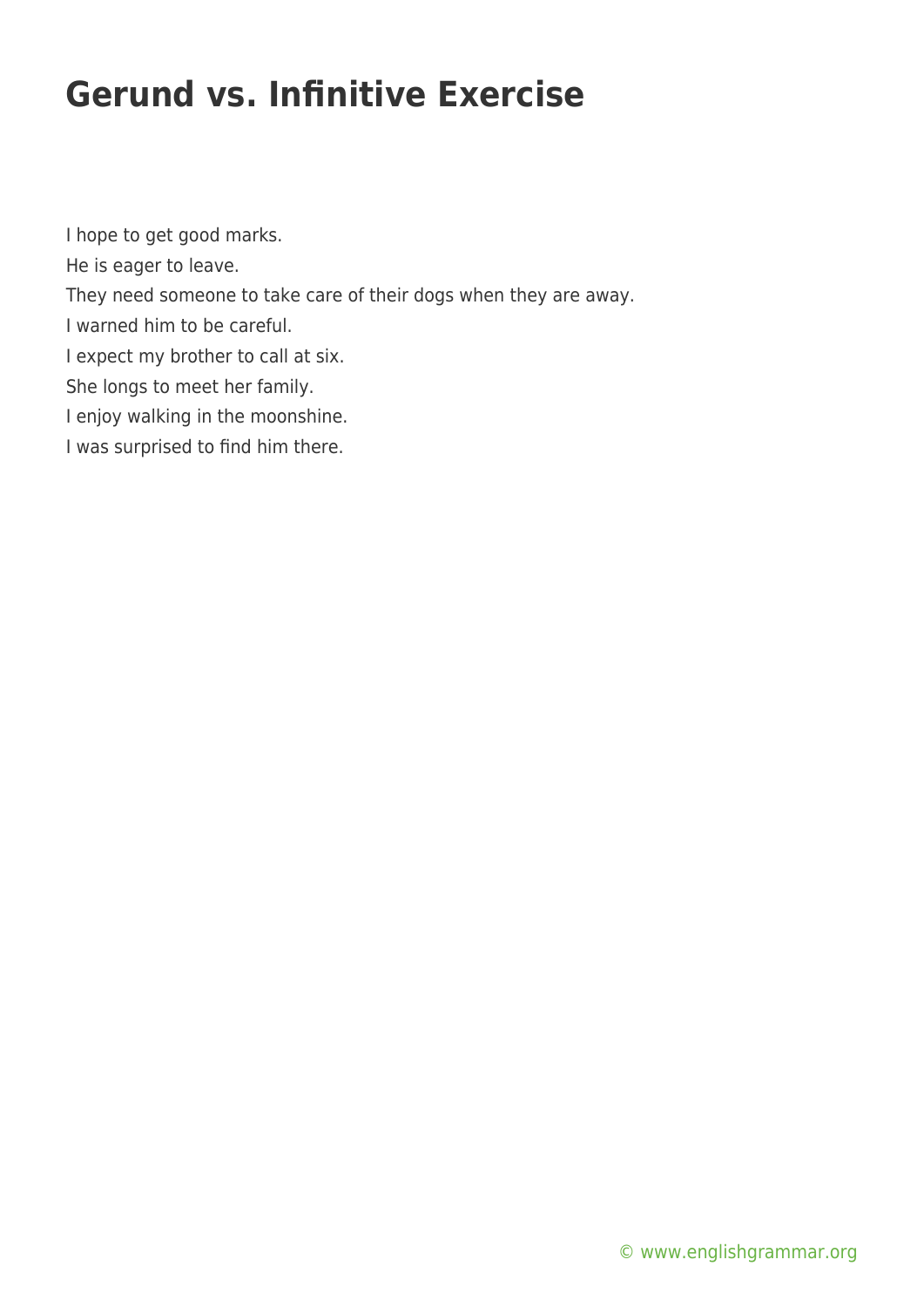# Gerund vs. Infinitive Exercise

I hope to get good marks.

He is eager to leave.

They need someone to take care of their dogs when they are away.

I warned him to be careful.

I expect my brother to call at six.

She longs to meet her family.

I enjoy walking in the moonshine.

I was surprised to find him there.